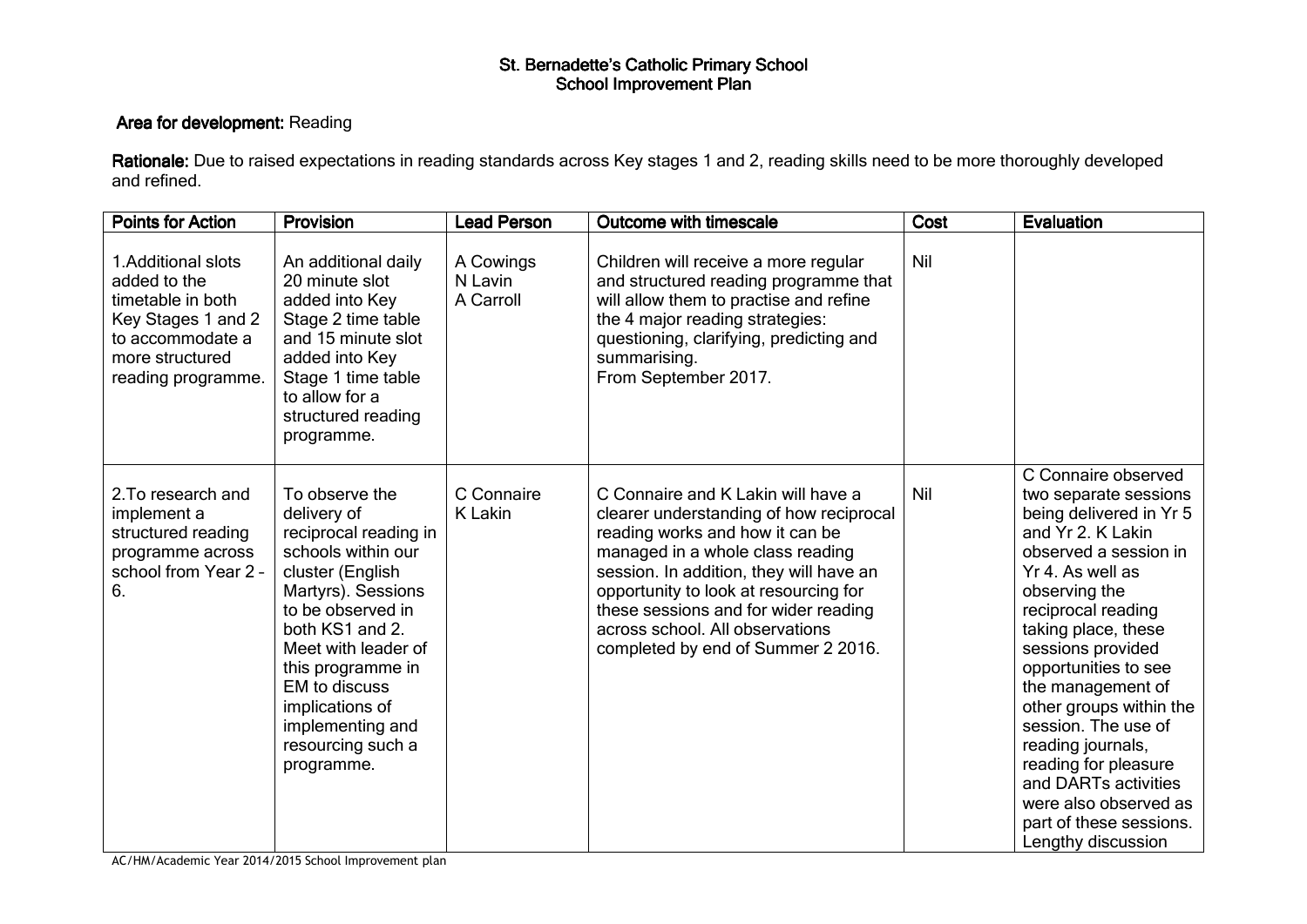# St. Bernadette's Catholic Primary School
## School Improvement Plan

**Area for development:** Reading

**Rationale:** Due to raised expectations in reading standards across Key stages 1 and 2, reading skills need to be more thoroughly developed and refined.

| Points for Action | Provision | Lead Person | Outcome with timescale | Cost | Evaluation |
|---|---|---|---|---|---|
| 1. Additional slots added to the timetable in both Key Stages 1 and 2 to accommodate a more structured reading programme. | An additional daily 20 minute slot added into Key Stage 2 time table and 15 minute slot added into Key Stage 1 time table to allow for a structured reading programme. | A Cowings<br>N Lavin<br>A Carroll | Children will receive a more regular and structured reading programme that will allow them to practise and refine the 4 major reading strategies: questioning, clarifying, predicting and summarising.<br>From September 2017. | Nil | |
| 2. To research and implement a structured reading programme across school from Year 2 – 6. | To observe the delivery of reciprocal reading in schools within our cluster (English Martyrs). Sessions to be observed in both KS1 and 2. Meet with leader of this programme in EM to discuss implications of implementing and resourcing such a programme. | C Connaire<br>K Lakin | C Connaire and K Lakin will have a clearer understanding of how reciprocal reading works and how it can be managed in a whole class reading session. In addition, they will have an opportunity to look at resourcing for these sessions and for wider reading across school. All observations completed by end of Summer 2 2016. | Nil | C Connaire observed two separate sessions being delivered in Yr 5 and Yr 2. K Lakin observed a session in Yr 4. As well as observing the reciprocal reading taking place, these sessions provided opportunities to see the management of other groups within the session. The use of reading journals, reading for pleasure and DARTs activities were also observed as part of these sessions. Lengthy discussion |

AC/HM/Academic Year 2014/2015 School Improvement plan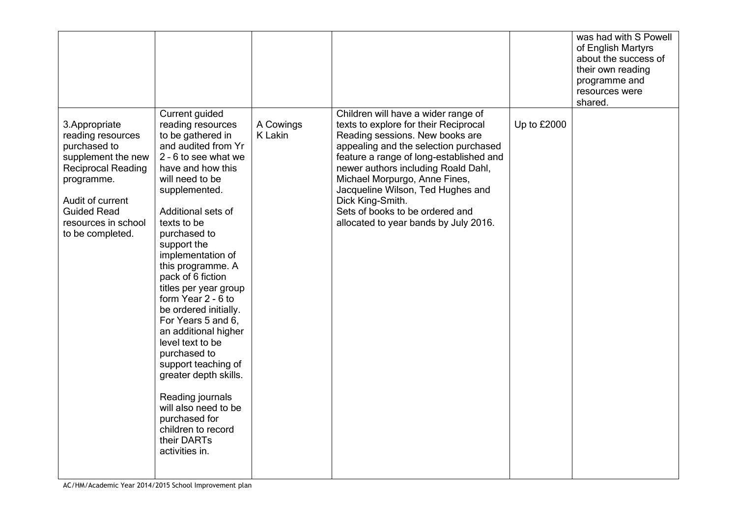| | | | | | |
|---|---|---|---|---|---|
| | | | | | was had with S Powell of English Martyrs about the success of their own reading programme and resources were shared. |
| 3.Appropriate reading resources purchased to supplement the new Reciprocal Reading programme.<br><br>Audit of current Guided Read resources in school to be completed. | Current guided reading resources to be gathered in and audited from Yr 2 – 6 to see what we have and how this will need to be supplemented.<br><br>Additional sets of texts to be purchased to support the implementation of this programme. A pack of 6 fiction titles per year group form Year 2 - 6 to be ordered initially. For Years 5 and 6, an additional higher level text to be purchased to support teaching of greater depth skills.<br><br>Reading journals will also need to be purchased for children to record their DARTs activities in. | A Cowings<br>K Lakin | Children will have a wider range of texts to explore for their Reciprocal Reading sessions. New books are appealing and the selection purchased feature a range of long-established and newer authors including Roald Dahl, Michael Morpurgo, Anne Fines, Jacqueline Wilson, Ted Hughes and Dick King-Smith.<br>Sets of books to be ordered and allocated to year bands by July 2016. | Up to £2000 | |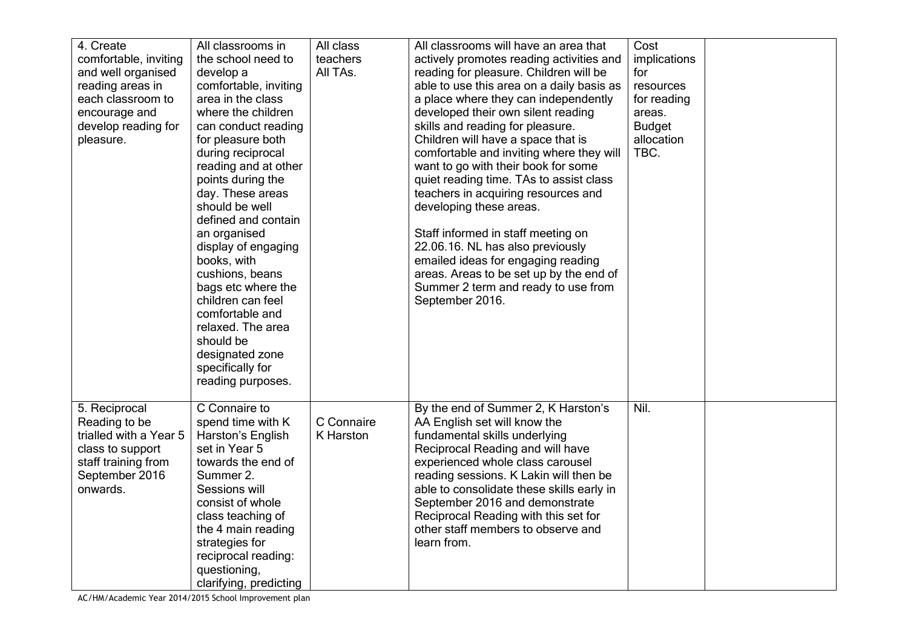| | | | | | |
|---|---|---|---|---|---|
| 4. Create comfortable, inviting and well organised reading areas in each classroom to encourage and develop reading for pleasure. | All classrooms in the school need to develop a comfortable, inviting area in the class where the children can conduct reading for pleasure both during reciprocal reading and at other points during the day. These areas should be well defined and contain an organised display of engaging books, with cushions, beans bags etc where the children can feel comfortable and relaxed. The area should be designated zone specifically for reading purposes. | All class teachers All TAs. | All classrooms will have an area that actively promotes reading activities and reading for pleasure. Children will be able to use this area on a daily basis as a place where they can independently developed their own silent reading skills and reading for pleasure. Children will have a space that is comfortable and inviting where they will want to go with their book for some quiet reading time. TAs to assist class teachers in acquiring resources and developing these areas.<br><br>Staff informed in staff meeting on 22.06.16. NL has also previously emailed ideas for engaging reading areas. Areas to be set up by the end of Summer 2 term and ready to use from September 2016. | Cost implications for resources for reading areas. Budget allocation TBC. | |
| 5. Reciprocal Reading to be trialled with a Year 5 class to support staff training from September 2016 onwards. | C Connaire to spend time with K Harston's English set in Year 5 towards the end of Summer 2. Sessions will consist of whole class teaching of the 4 main reading strategies for reciprocal reading: questioning, clarifying, predicting | C Connaire K Harston | By the end of Summer 2, K Harston's AA English set will know the fundamental skills underlying Reciprocal Reading and will have experienced whole class carousel reading sessions. K Lakin will then be able to consolidate these skills early in September 2016 and demonstrate Reciprocal Reading with this set for other staff members to observe and learn from. | Nil. | |

AC/HM/Academic Year 2014/2015 School Improvement plan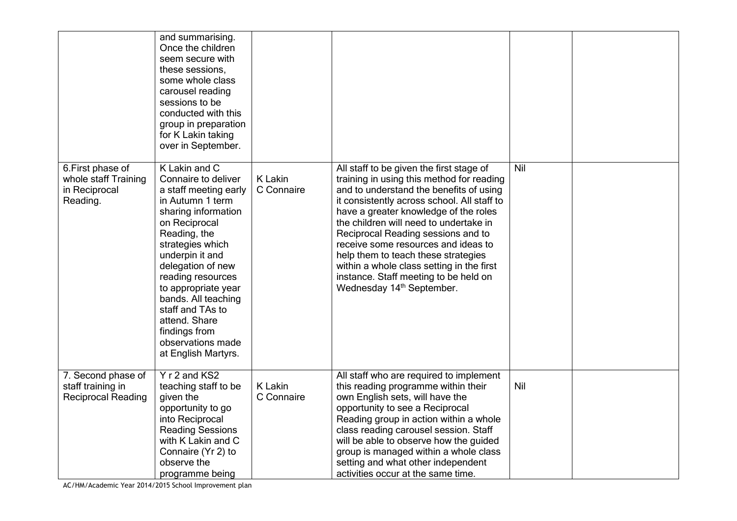| | | | | | |
|---|---|---|---|---|---|
| | and summarising. Once the children seem secure with these sessions, some whole class carousel reading sessions to be conducted with this group in preparation for K Lakin taking over in September. | | | | |
| 6.First phase of whole staff Training in Reciprocal Reading. | K Lakin and C Connaire to deliver a staff meeting early in Autumn 1 term sharing information on Reciprocal Reading, the strategies which underpin it and delegation of new reading resources to appropriate year bands. All teaching staff and TAs to attend. Share findings from observations made at English Martyrs. | K Lakin C Connaire | All staff to be given the first stage of training in using this method for reading and to understand the benefits of using it consistently across school. All staff to have a greater knowledge of the roles the children will need to undertake in Reciprocal Reading sessions and to receive some resources and ideas to help them to teach these strategies within a whole class setting in the first instance. Staff meeting to be held on Wednesday 14th September. | Nil | |
| 7. Second phase of staff training in Reciprocal Reading | Y r 2 and KS2 teaching staff to be given the opportunity to go into Reciprocal Reading Sessions with K Lakin and C Connaire (Yr 2) to observe the programme being | K Lakin C Connaire | All staff who are required to implement this reading programme within their own English sets, will have the opportunity to see a Reciprocal Reading group in action within a whole class reading carousel session. Staff will be able to observe how the guided group is managed within a whole class setting and what other independent activities occur at the same time. | Nil | |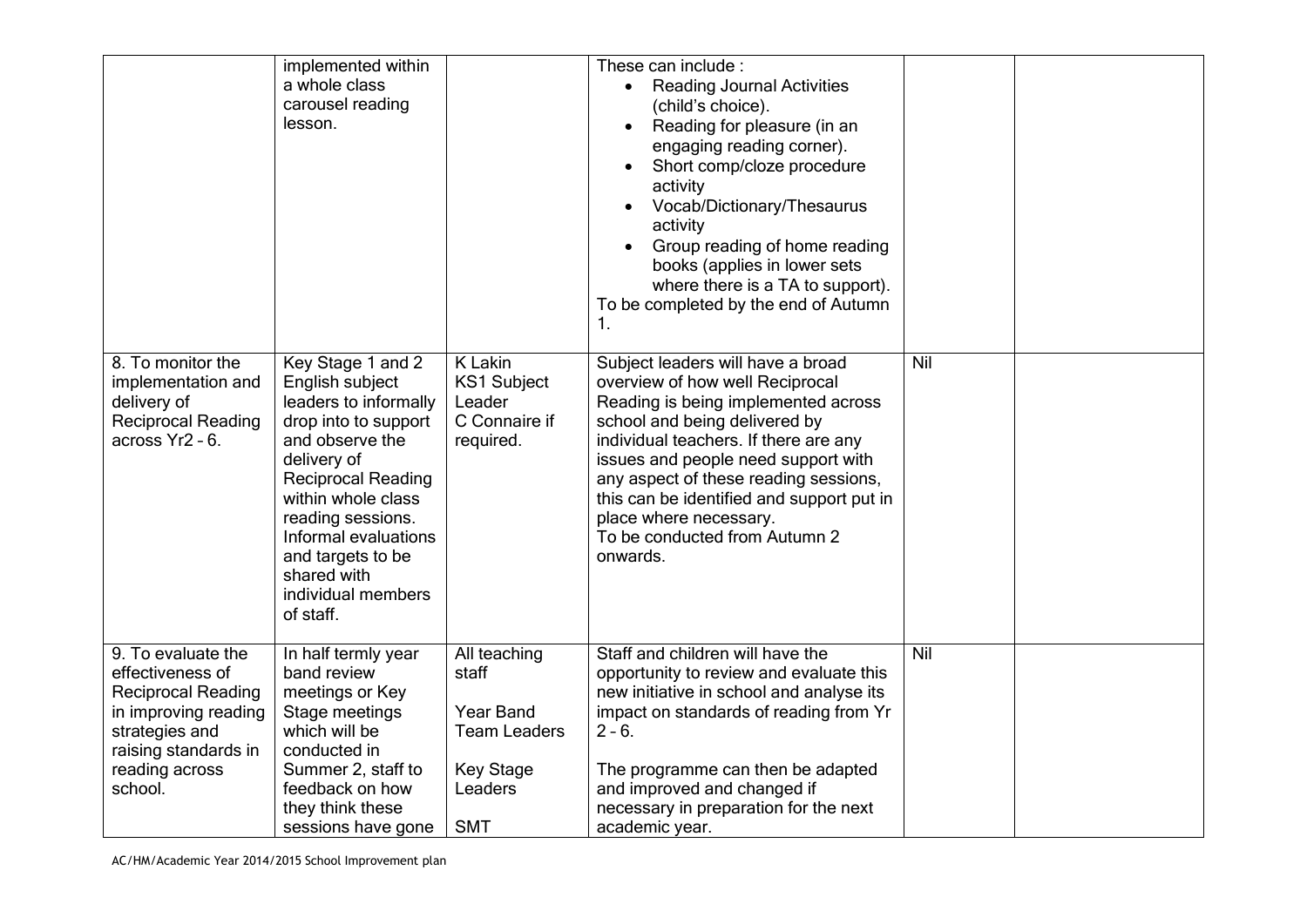| | | | | | |
|---|---|---|---|---|---|
| | implemented within a whole class carousel reading lesson. | | These can include :<br>• Reading Journal Activities (child's choice).<br>• Reading for pleasure (in an engaging reading corner).<br>• Short comp/cloze procedure activity<br>• Vocab/Dictionary/Thesaurus activity<br>• Group reading of home reading books (applies in lower sets where there is a TA to support).<br>To be completed by the end of Autumn 1. | | |
| 8. To monitor the implementation and delivery of Reciprocal Reading across Yr2 – 6. | Key Stage 1 and 2 English subject leaders to informally drop into to support and observe the delivery of Reciprocal Reading within whole class reading sessions. Informal evaluations and targets to be shared with individual members of staff. | K Lakin KS1 Subject Leader C Connaire if required. | Subject leaders will have a broad overview of how well Reciprocal Reading is being implemented across school and being delivered by individual teachers. If there are any issues and people need support with any aspect of these reading sessions, this can be identified and support put in place where necessary.<br>To be conducted from Autumn 2 onwards. | Nil | |
| 9. To evaluate the effectiveness of Reciprocal Reading in improving reading strategies and raising standards in reading across school. | In half termly year band review meetings or Key Stage meetings which will be conducted in Summer 2, staff to feedback on how they think these sessions have gone | All teaching staff<br><br>Year Band Team Leaders<br><br>Key Stage Leaders<br><br>SMT | Staff and children will have the opportunity to review and evaluate this new initiative in school and analyse its impact on standards of reading from Yr 2 – 6.<br><br>The programme can then be adapted and improved and changed if necessary in preparation for the next academic year. | Nil | |

AC/HM/Academic Year 2014/2015 School Improvement plan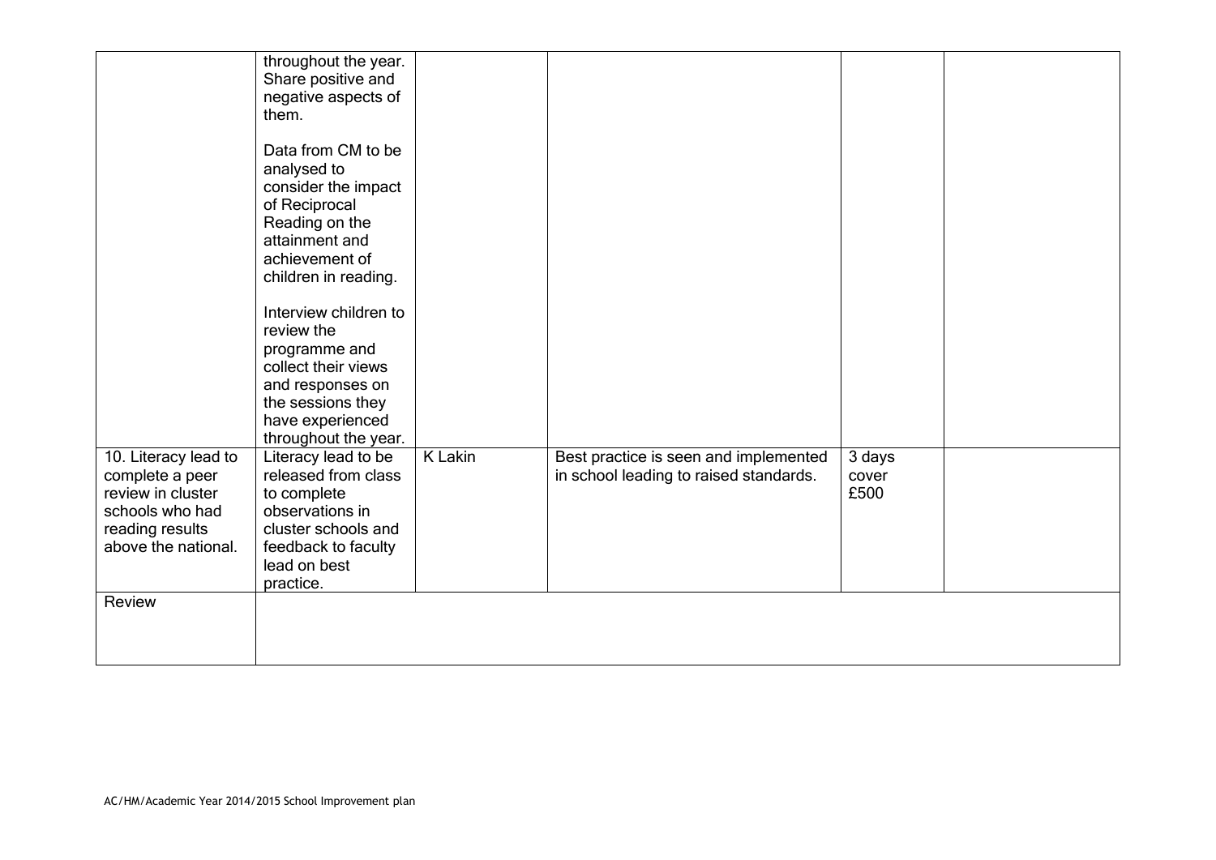| | | | | | |
|---|---|---|---|---|---|
| | throughout the year. Share positive and negative aspects of them.<br><br>Data from CM to be analysed to consider the impact of Reciprocal Reading on the attainment and achievement of children in reading.<br><br>Interview children to review the programme and collect their views and responses on the sessions they have experienced throughout the year. | | | | |
| 10. Literacy lead to complete a peer review in cluster schools who had reading results above the national. | Literacy lead to be released from class to complete observations in cluster schools and feedback to faculty lead on best practice. | K Lakin | Best practice is seen and implemented in school leading to raised standards. | 3 days cover £500 | |
| Review | | | | | |